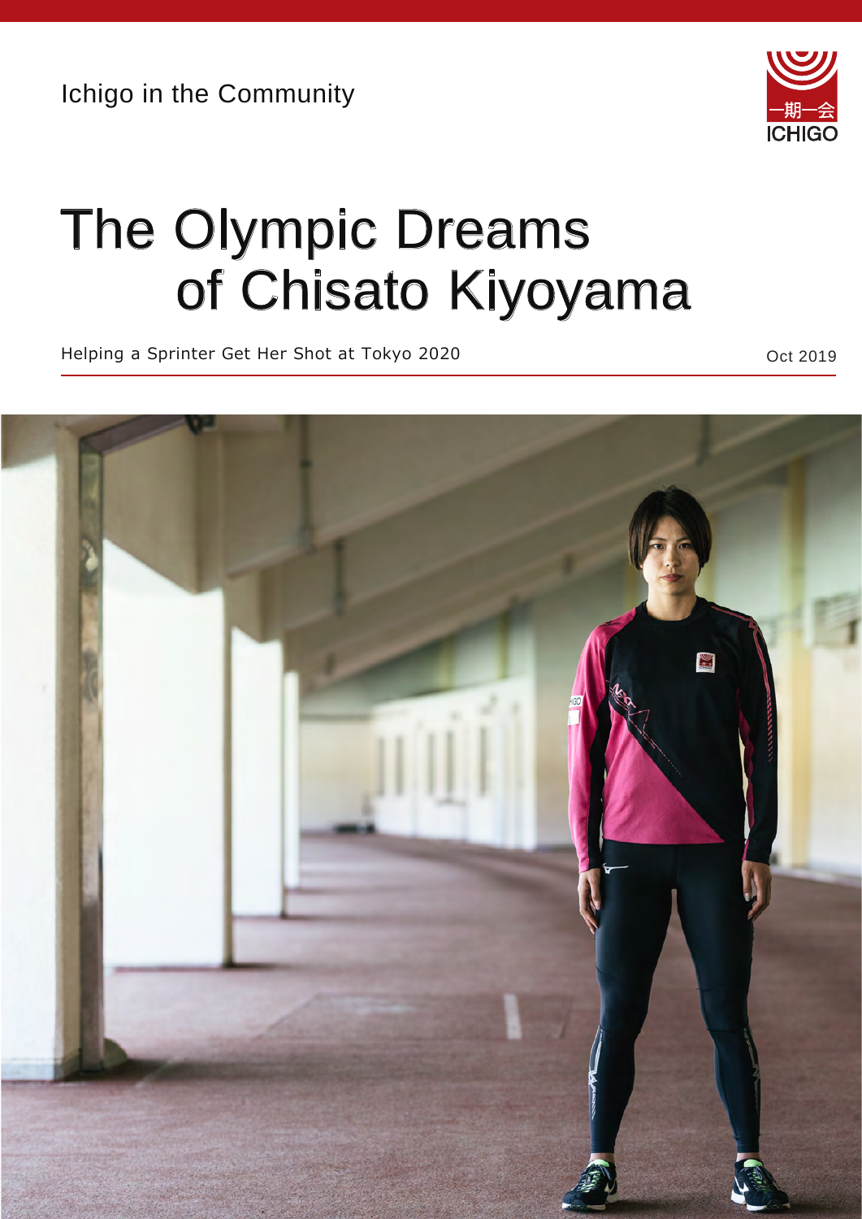Ichigo in the Community

# The Olympic Dreams of Chisato Kiyoyama

Helping a Sprinter Get Her Shot at Tokyo 2020

Oct 2019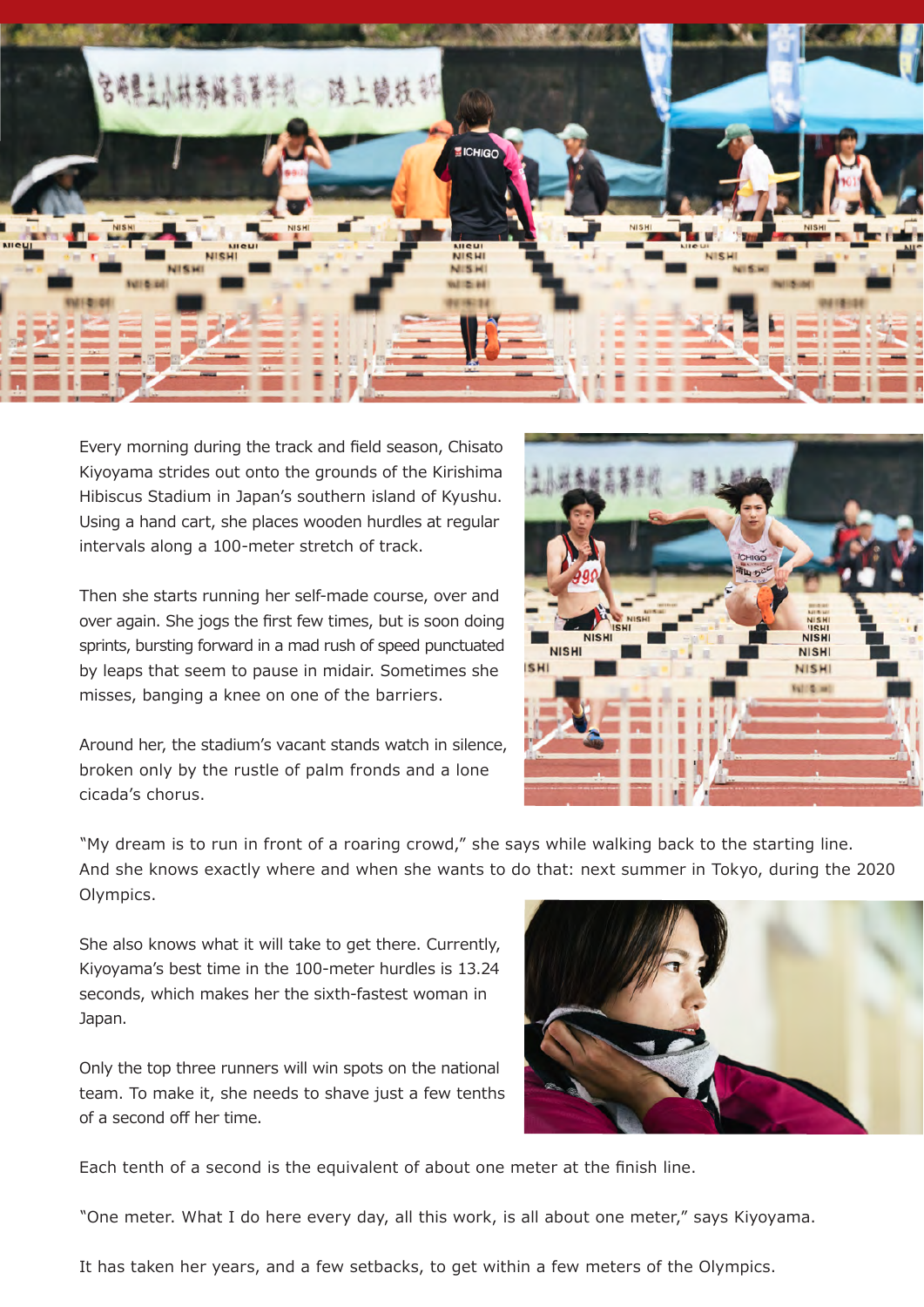Every morning during the track and field season, Chisato Kiyoyama strides out onto the grounds of the Kirishima Hibiscus Stadium in Japan's southern island of Kyushu. Using a hand cart, she places wooden hurdles at regular intervals along a 100-meter stretch of track.

Then she starts running her self-made course, over and over again. She jogs the first few times, but is soon doing sprints, bursting forward in a mad rush of speed punctuated by leaps that seem to pause in midair. Sometimes she misses, banging a knee on one of the barriers.

Around her, the stadium's vacant stands watch in silence, broken only by the rustle of palm fronds and a lone cicada's chorus.

"My dream is to run in front of a roaring crowd," she says while walking back to the starting line. And she knows exactly where and when she wants to do that: next summer in Tokyo, during the 2020 Olympics.

She also knows what it will take to get there. Currently, Kiyoyama's best time in the 100-meter hurdles is 13.24 seconds, which makes her the sixth-fastest woman in Japan.

Only the top three runners will win spots on the national team. To make it, she needs to shave just a few tenths of a second off her time.

Each tenth of a second is the equivalent of about one meter at the finish line.

"One meter. What I do here every day, all this work, is all about one meter," says Kiyoyama.

It has taken her years, and a few setbacks, to get within a few meters of the Olympics.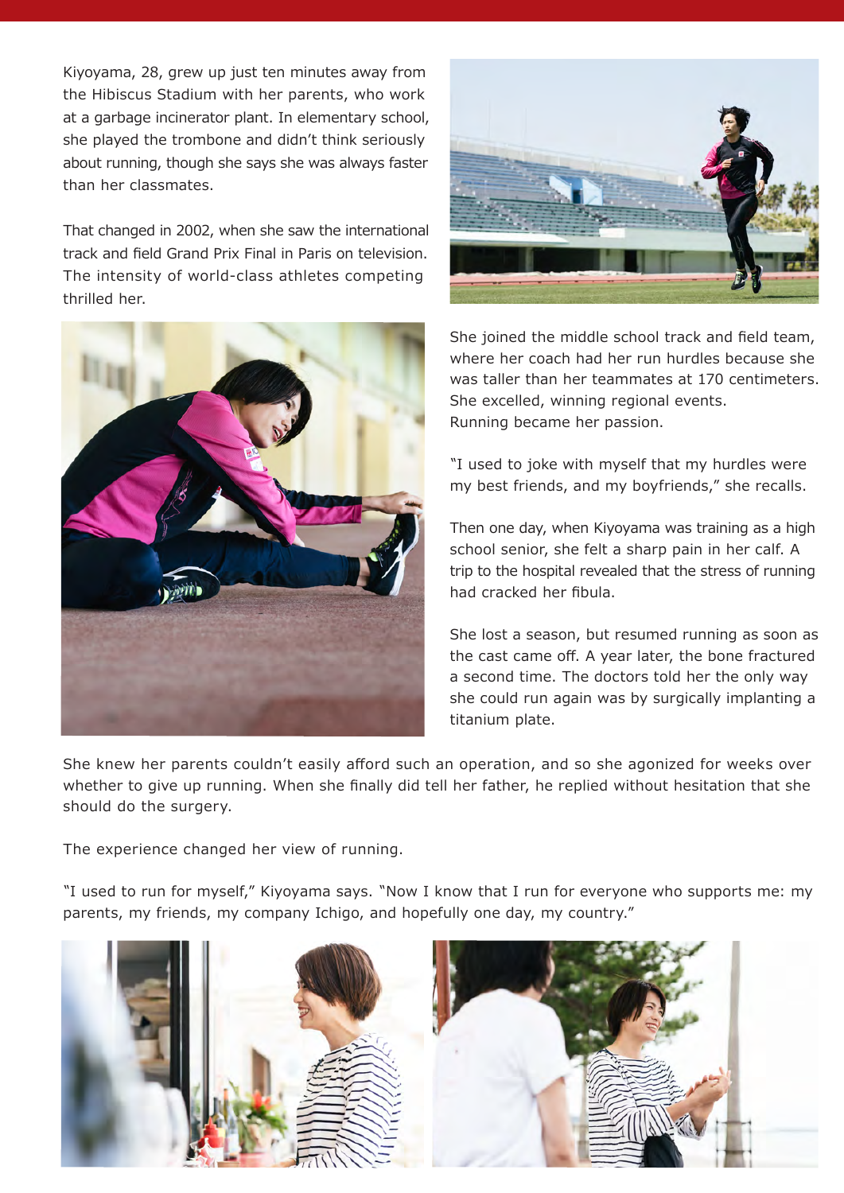Kiyoyama, 28, grew up just ten minutes away from the Hibiscus Stadium with her parents, who work at a garbage incinerator plant. In elementary school, she played the trombone and didn't think seriously about running, though she says she was always faster than her classmates.

That changed in 2002, when she saw the international track and field Grand Prix Final in Paris on television. The intensity of world-class athletes competing thrilled her.

She joined the middle school track and field team, where her coach had her run hurdles because she was taller than her teammates at 170 centimeters. She excelled, winning regional events. Running became her passion.

"I used to joke with myself that my hurdles were my best friends, and my boyfriends," she recalls.

Then one day, when Kiyoyama was training as a high school senior, she felt a sharp pain in her calf. A trip to the hospital revealed that the stress of running had cracked her fibula.

She lost a season, but resumed running as soon as the cast came off. A year later, the bone fractured a second time. The doctors told her the only way she could run again was by surgically implanting a titanium plate.

She knew her parents couldn't easily afford such an operation, and so she agonized for weeks over whether to give up running. When she finally did tell her father, he replied without hesitation that she should do the surgery.

The experience changed her view of running.

"I used to run for myself," Kiyoyama says. "Now I know that I run for everyone who supports me: my parents, my friends, my company Ichigo, and hopefully one day, my country."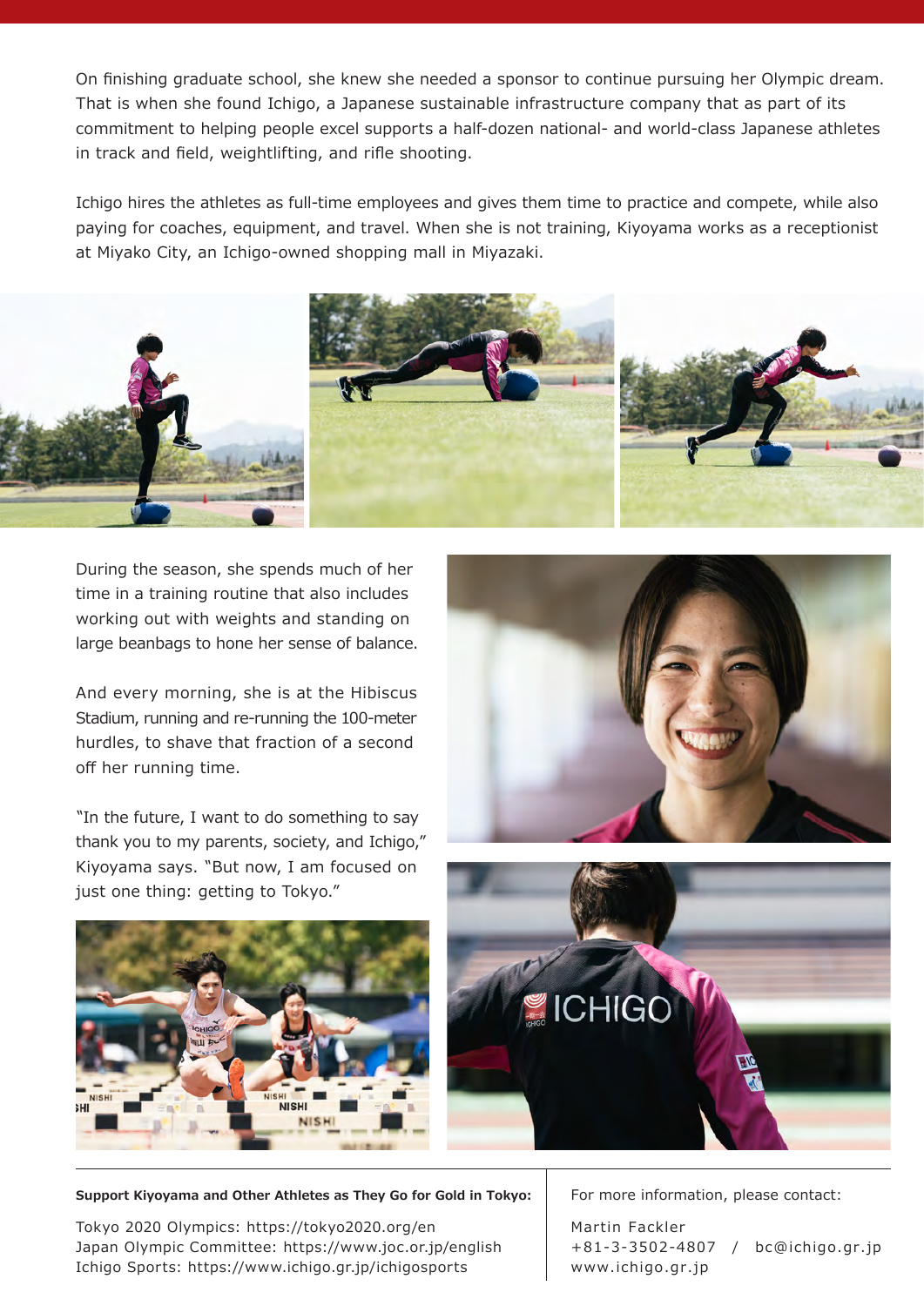On finishing graduate school, she knew she needed a sponsor to continue pursuing her Olympic dream. That is when she found Ichigo, a Japanese sustainable infrastructure company that as part of its commitment to helping people excel supports a half-dozen national- and world-class Japanese athletes in track and field, weightlifting, and rifle shooting.

Ichigo hires the athletes as full-time employees and gives them time to practice and compete, while also paying for coaches, equipment, and travel. When she is not training, Kiyoyama works as a receptionist at Miyako City, an Ichigo-owned shopping mall in Miyazaki.

During the season, she spends much of her time in a training routine that also includes working out with weights and standing on large beanbags to hone her sense of balance.

And every morning, she is at the Hibiscus Stadium, running and re-running the 100-meter hurdles, to shave that fraction of a second off her running time.

"In the future, I want to do something to say thank you to my parents, society, and Ichigo," Kiyoyama says. "But now, I am focused on just one thing: getting to Tokyo."

**Support Kiyoyama and Other Athletes as They Go for Gold in Tokyo:**

Tokyo 2020 Olympics: https://tokyo2020.org/en
Japan Olympic Committee: https://www.joc.or.jp/english
Ichigo Sports: https://www.ichigo.gr.jp/ichigosports

For more information, please contact:

Martin Fackler
+81-3-3502-4807 / bc@ichigo.gr.jp
www.ichigo.gr.jp